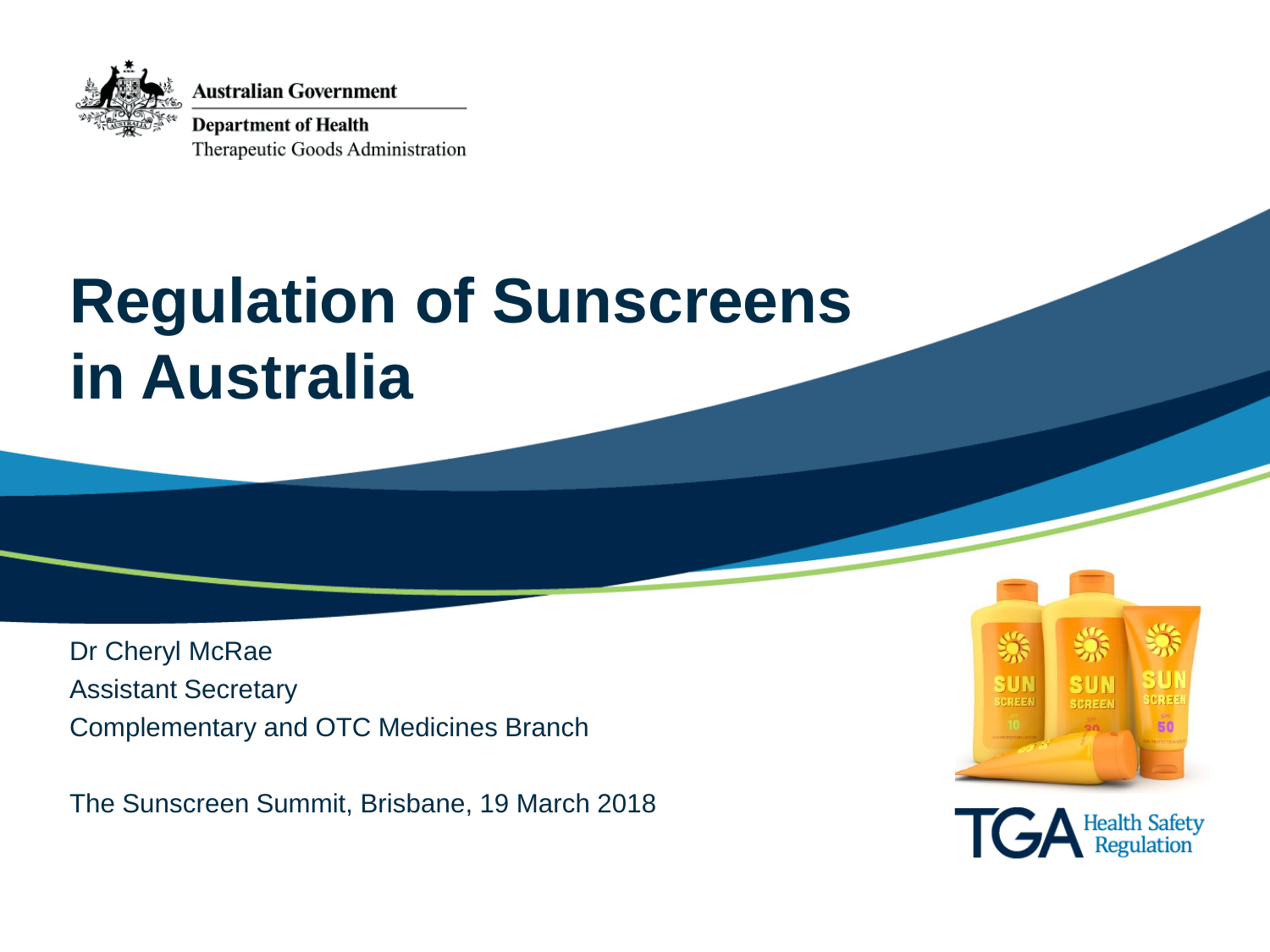Australian Government

Department of Health

Therapeutic Goods Administration

# Regulation of Sunscreens in Australia

Dr Cheryl McRae

Assistant Secretary

Complementary and OTC Medicines Branch

The Sunscreen Summit, Brisbane, 19 March 2018

TGA Health Safety Regulation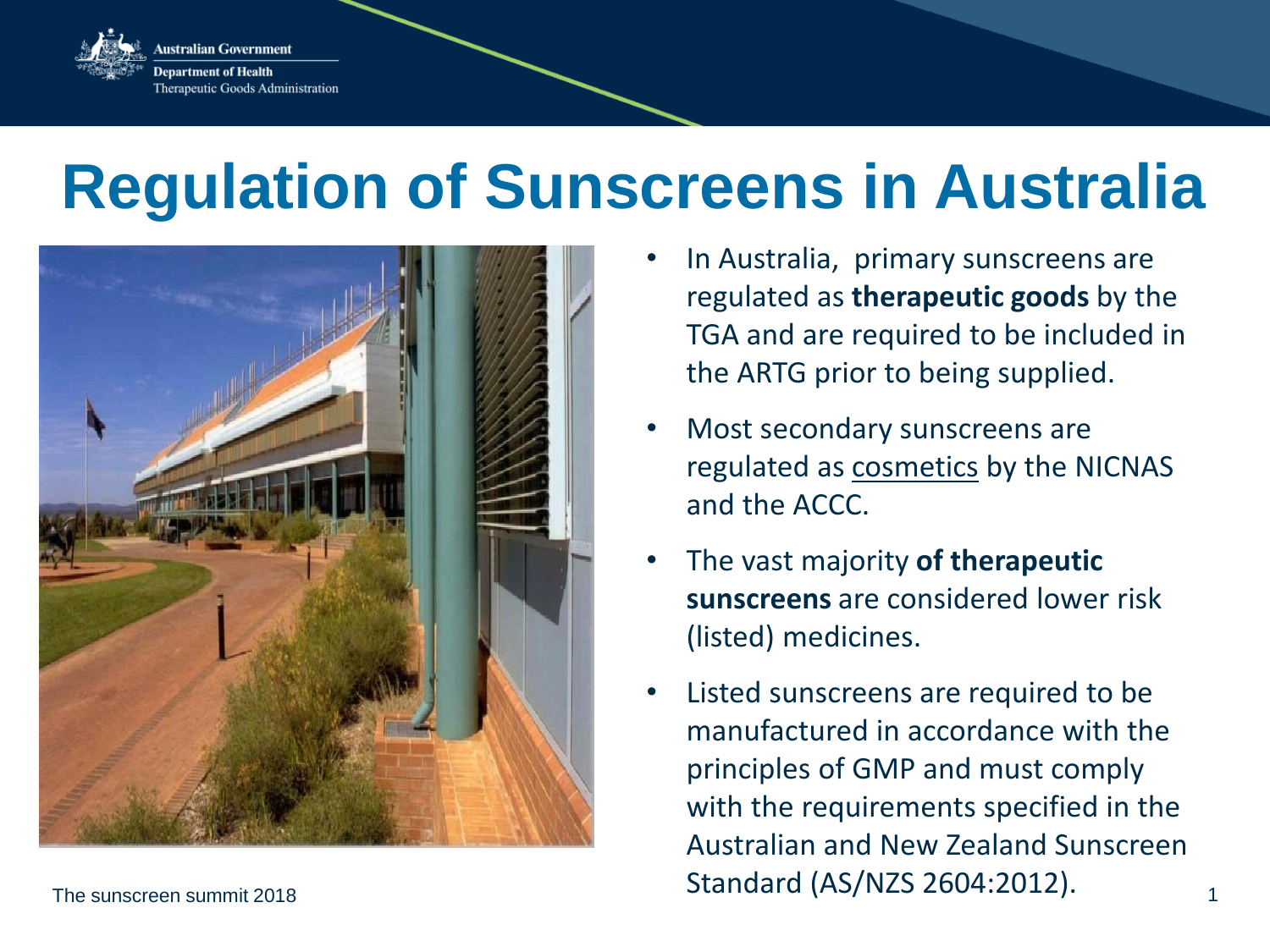# Regulation of Sunscreens in Australia

- In Australia, primary sunscreens are regulated as **therapeutic goods** by the TGA and are required to be included in the ARTG prior to being supplied.
- Most secondary sunscreens are regulated as cosmetics by the NICNAS and the ACCC.
- The vast majority **of therapeutic sunscreens** are considered lower risk (listed) medicines.
- Listed sunscreens are required to be manufactured in accordance with the principles of GMP and must comply with the requirements specified in the Australian and New Zealand Sunscreen Standard (AS/NZS 2604:2012).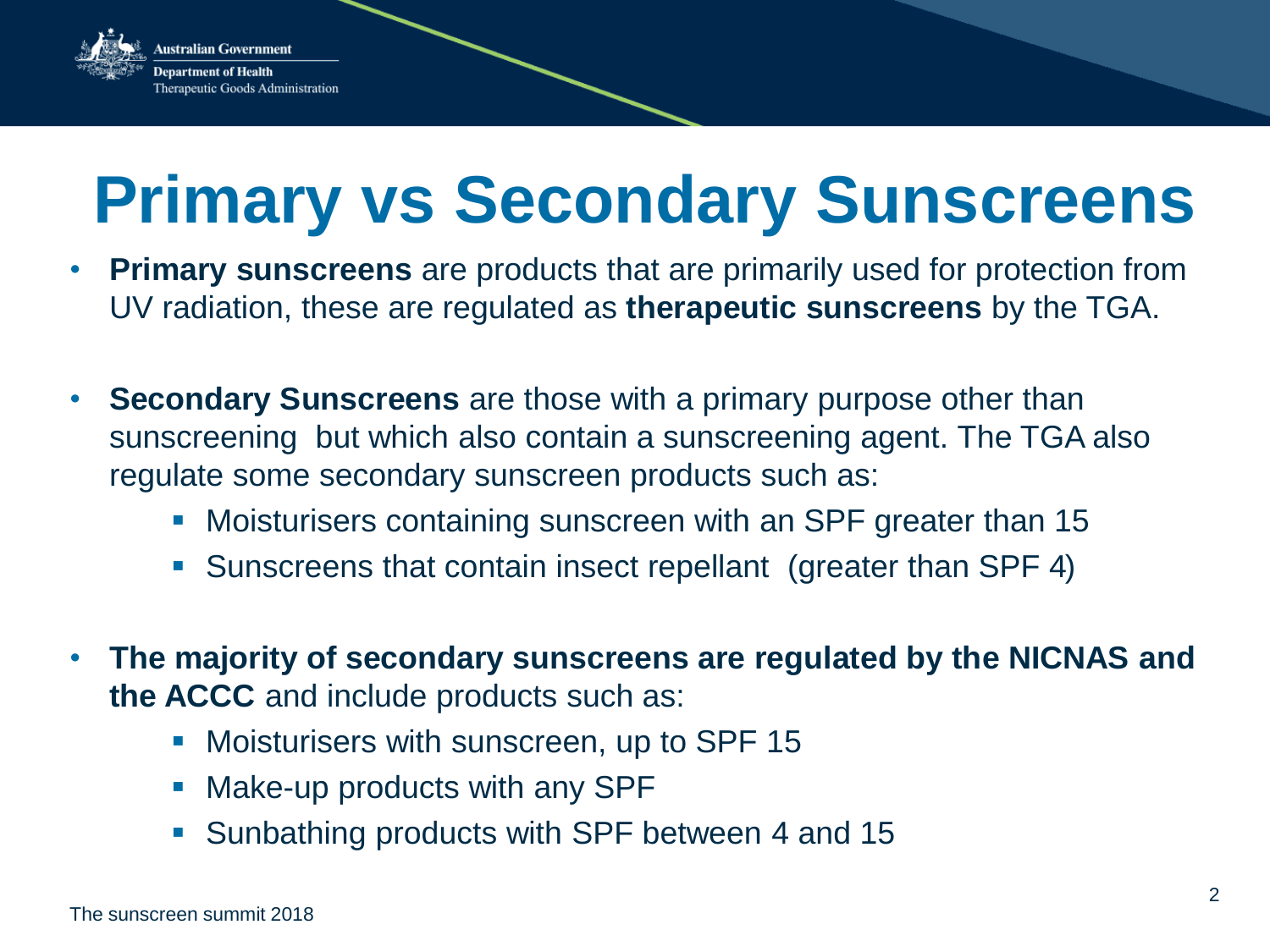# Primary vs Secondary Sunscreens

- **Primary sunscreens** are products that are primarily used for protection from UV radiation, these are regulated as **therapeutic sunscreens** by the TGA.
- **Secondary Sunscreens** are those with a primary purpose other than sunscreening but which also contain a sunscreening agent. The TGA also regulate some secondary sunscreen products such as:
  - Moisturisers containing sunscreen with an SPF greater than 15
  - Sunscreens that contain insect repellant (greater than SPF 4)
- **The majority of secondary sunscreens are regulated by the NICNAS and the ACCC** and include products such as:
  - Moisturisers with sunscreen, up to SPF 15
  - Make-up products with any SPF
  - Sunbathing products with SPF between 4 and 15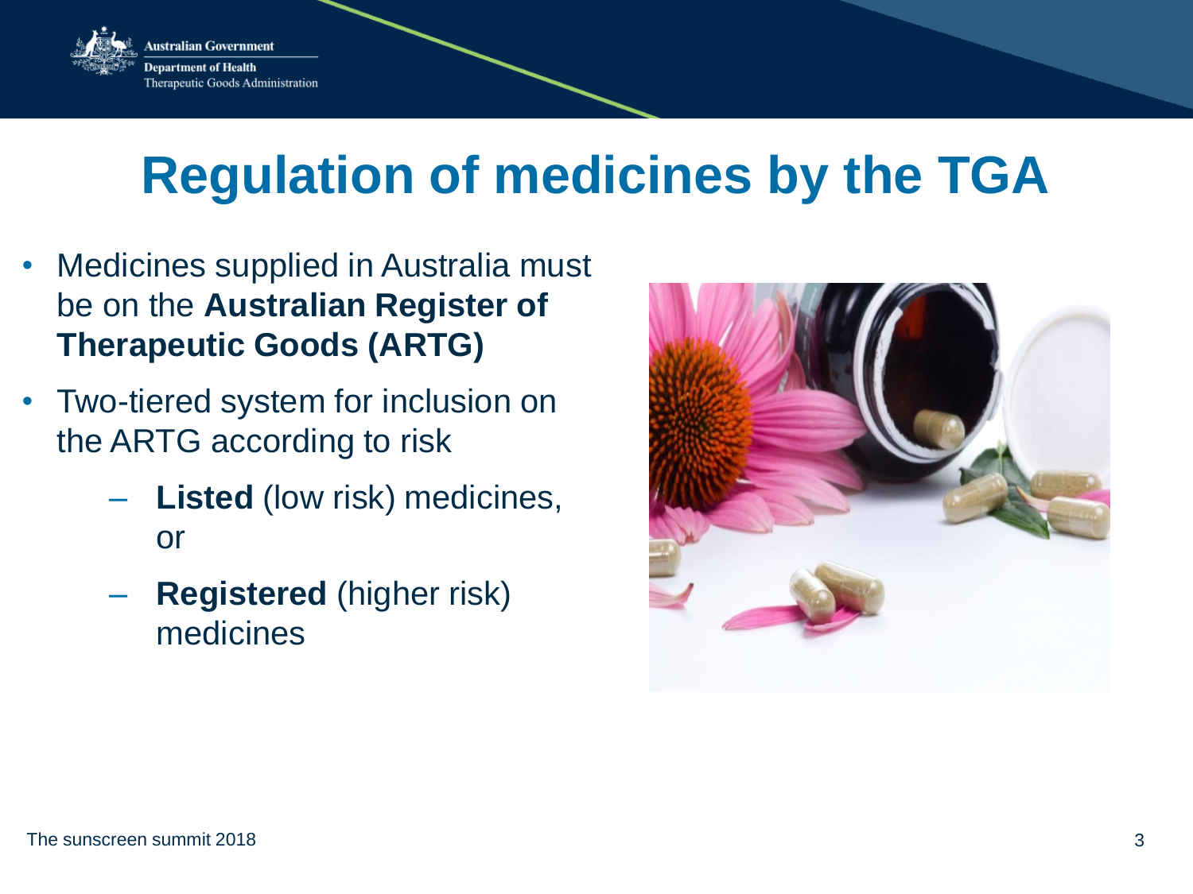# Regulation of medicines by the TGA

- Medicines supplied in Australia must be on the **Australian Register of Therapeutic Goods (ARTG)**
- Two-tiered system for inclusion on the ARTG according to risk
  - **Listed** (low risk) medicines, or
  - **Registered** (higher risk) medicines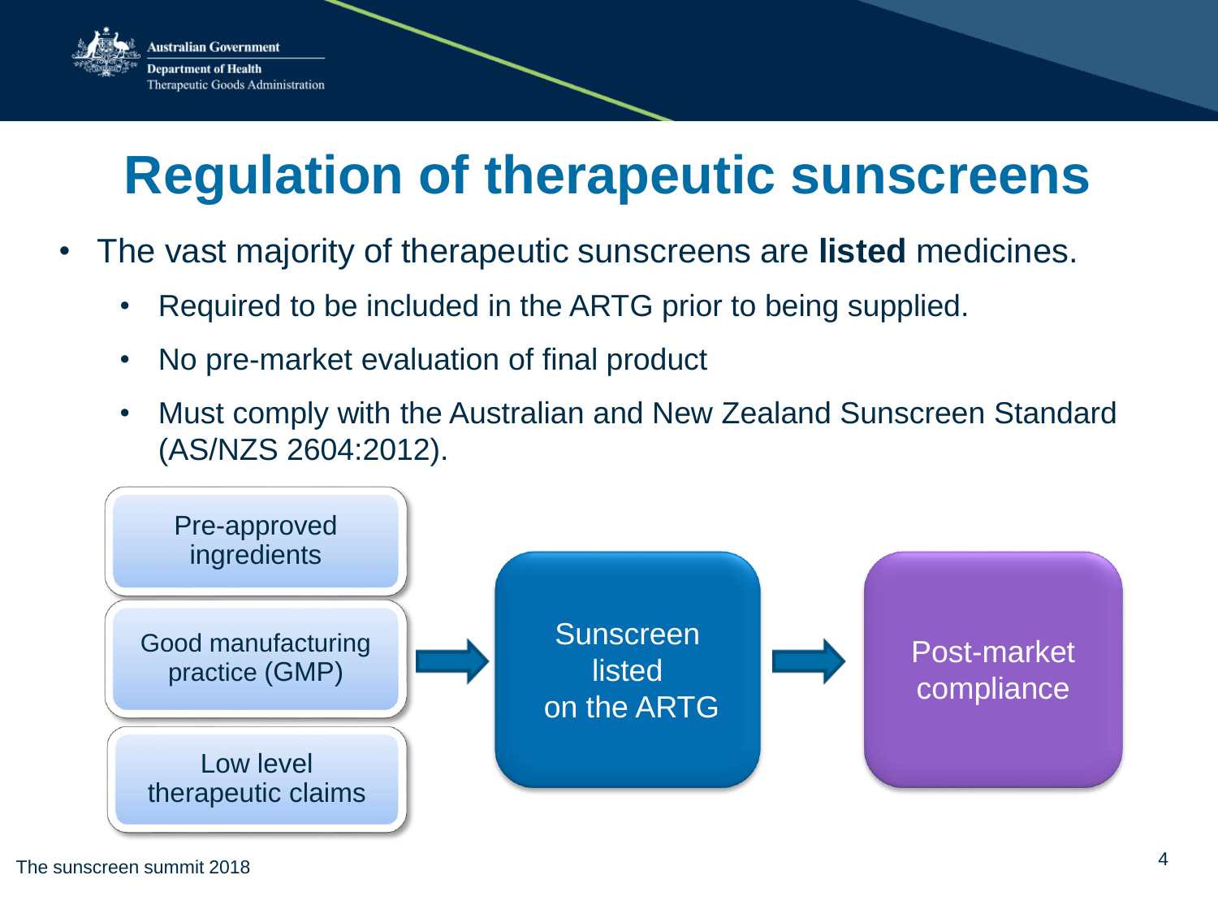# Regulation of therapeutic sunscreens

- The vast majority of therapeutic sunscreens are **listed** medicines.
  - Required to be included in the ARTG prior to being supplied.
  - No pre-market evaluation of final product
  - Must comply with the Australian and New Zealand Sunscreen Standard (AS/NZS 2604:2012).

Pre-approved ingredients

Good manufacturing practice (GMP)

Low level therapeutic claims

→ Sunscreen listed on the ARTG → Post-market compliance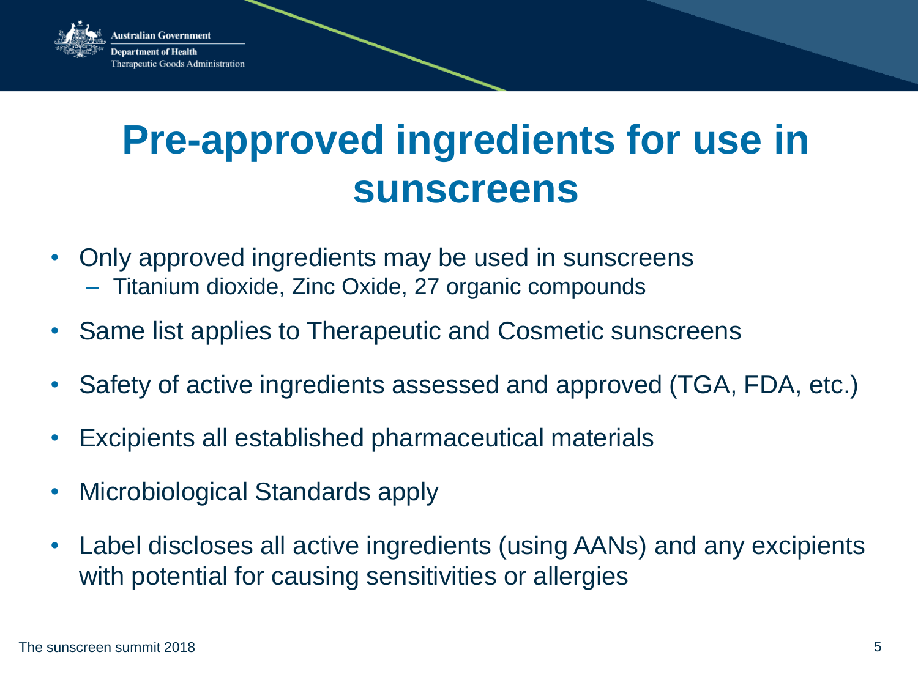# Pre-approved ingredients for use in sunscreens

- Only approved ingredients may be used in sunscreens
  - Titanium dioxide, Zinc Oxide, 27 organic compounds
- Same list applies to Therapeutic and Cosmetic sunscreens
- Safety of active ingredients assessed and approved (TGA, FDA, etc.)
- Excipients all established pharmaceutical materials
- Microbiological Standards apply
- Label discloses all active ingredients (using AANs) and any excipients with potential for causing sensitivities or allergies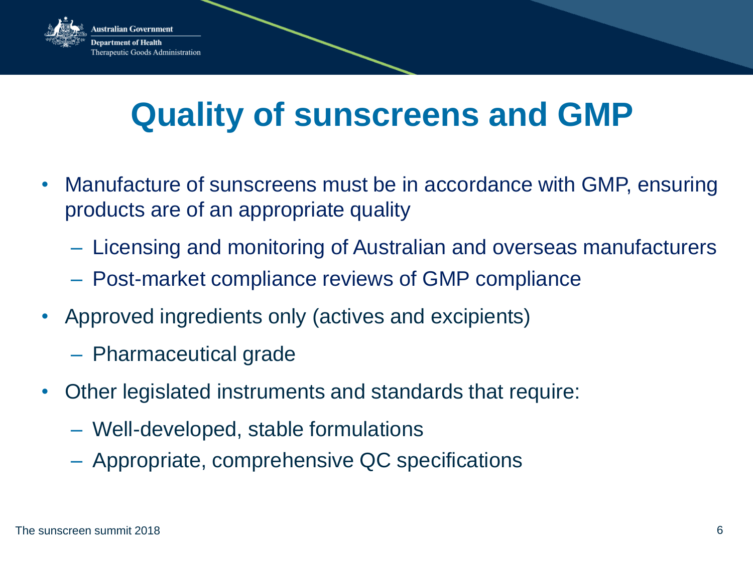# Quality of sunscreens and GMP

- Manufacture of sunscreens must be in accordance with GMP, ensuring products are of an appropriate quality
  - Licensing and monitoring of Australian and overseas manufacturers
  - Post-market compliance reviews of GMP compliance
- Approved ingredients only (actives and excipients)
  - Pharmaceutical grade
- Other legislated instruments and standards that require:
  - Well-developed, stable formulations
  - Appropriate, comprehensive QC specifications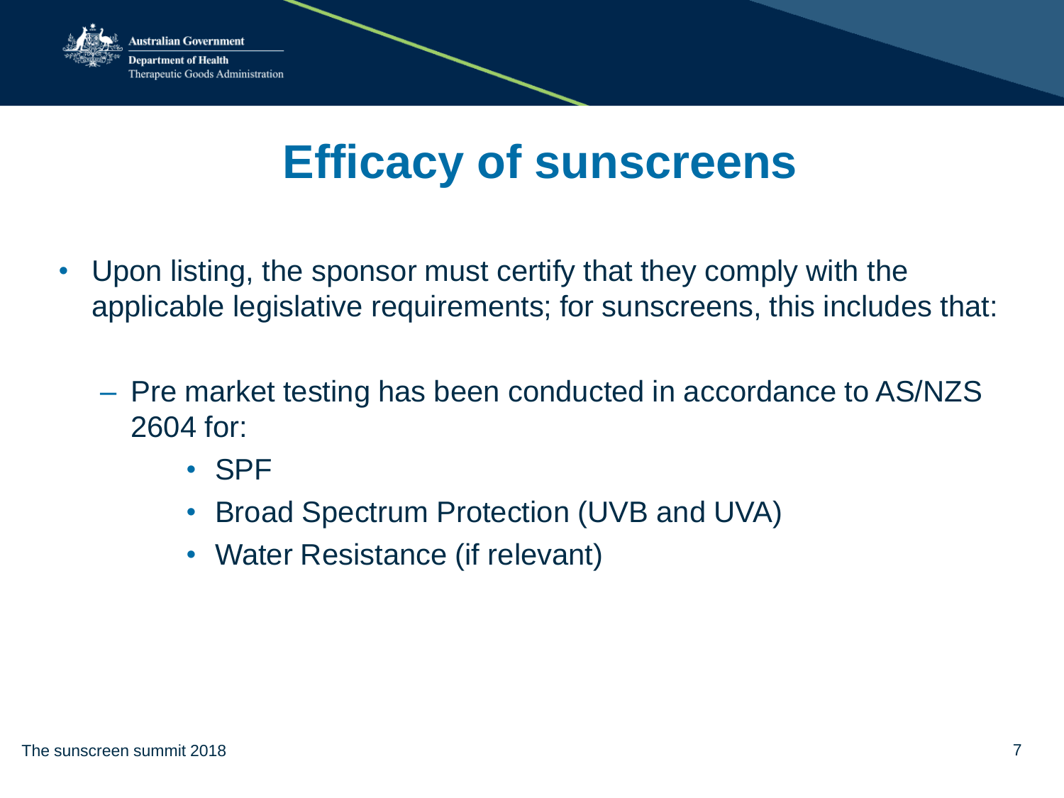# Efficacy of sunscreens

- Upon listing, the sponsor must certify that they comply with the applicable legislative requirements; for sunscreens, this includes that:
  - Pre market testing has been conducted in accordance to AS/NZS 2604 for:
    - SPF
    - Broad Spectrum Protection (UVB and UVA)
    - Water Resistance (if relevant)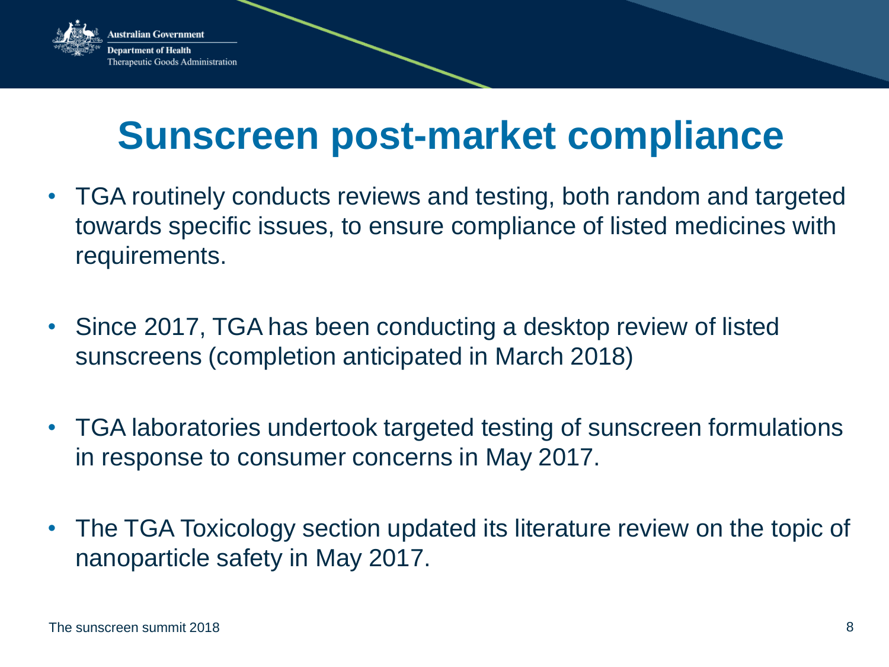# Sunscreen post-market compliance

- TGA routinely conducts reviews and testing, both random and targeted towards specific issues, to ensure compliance of listed medicines with requirements.
- Since 2017, TGA has been conducting a desktop review of listed sunscreens (completion anticipated in March 2018)
- TGA laboratories undertook targeted testing of sunscreen formulations in response to consumer concerns in May 2017.
- The TGA Toxicology section updated its literature review on the topic of nanoparticle safety in May 2017.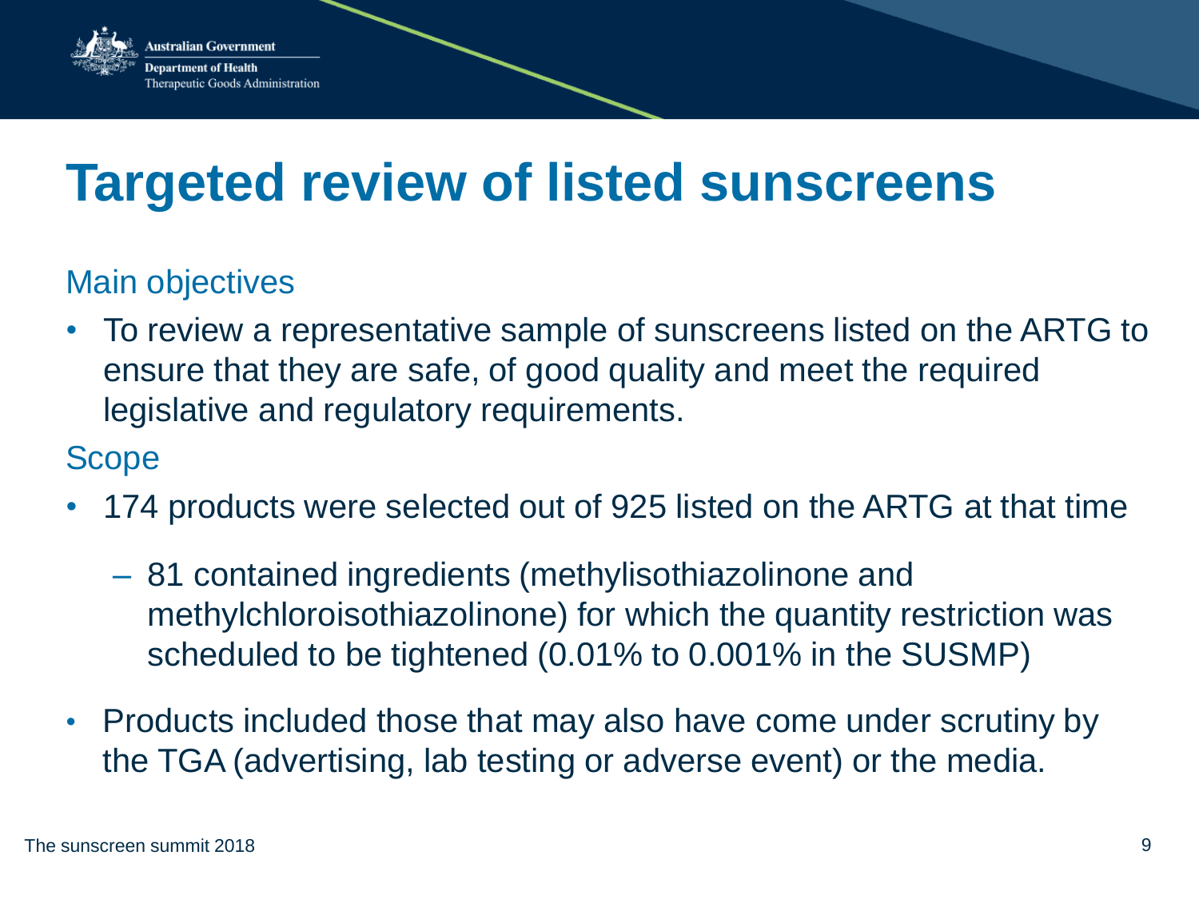# Targeted review of listed sunscreens

## Main objectives

- To review a representative sample of sunscreens listed on the ARTG to ensure that they are safe, of good quality and meet the required legislative and regulatory requirements.

## Scope

- 174 products were selected out of 925 listed on the ARTG at that time
  - 81 contained ingredients (methylisothiazolinone and methylchloroisothiazolinone) for which the quantity restriction was scheduled to be tightened (0.01% to 0.001% in the SUSMP)
- Products included those that may also have come under scrutiny by the TGA (advertising, lab testing or adverse event) or the media.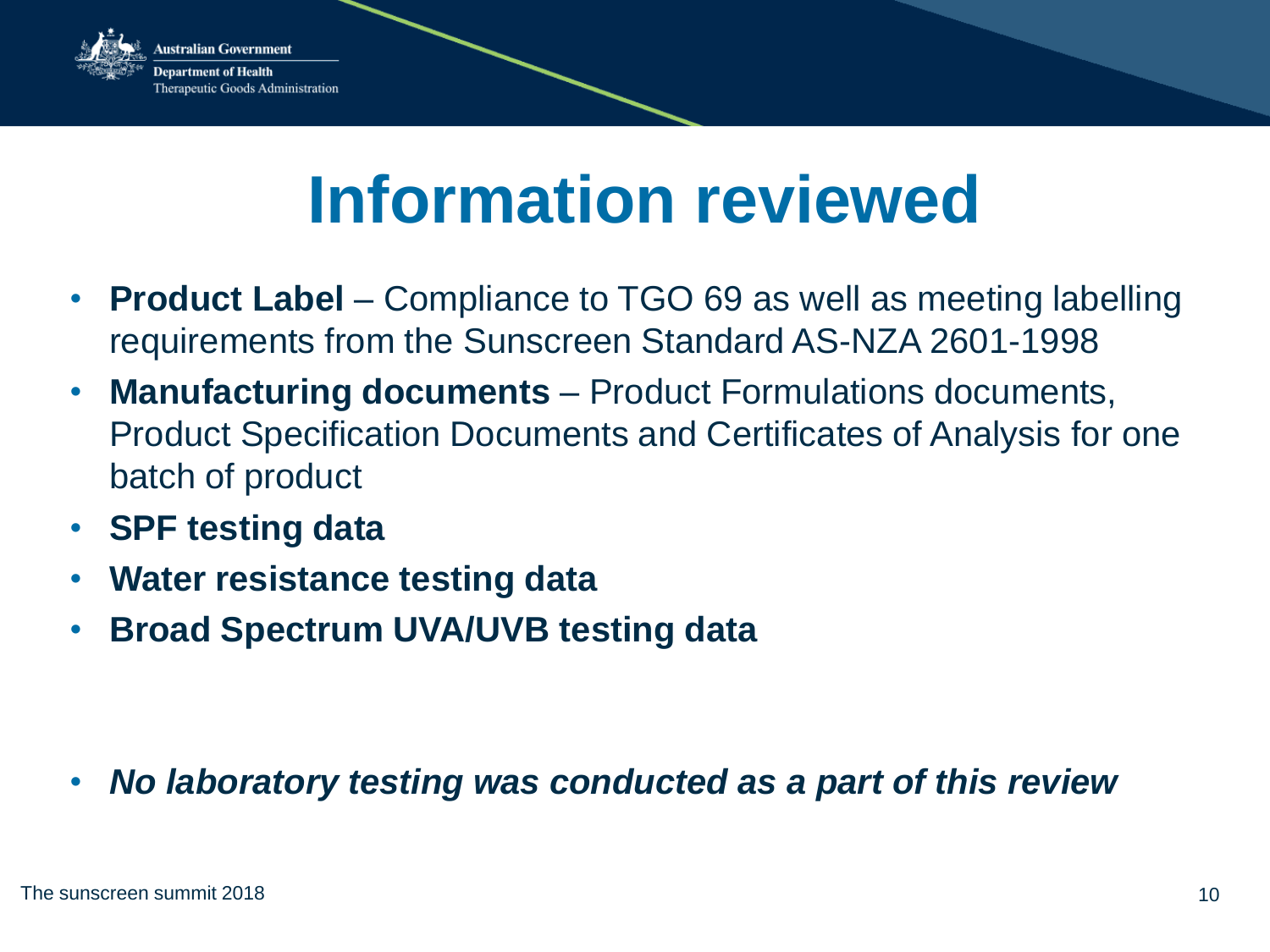# Information reviewed

- **Product Label** – Compliance to TGO 69 as well as meeting labelling requirements from the Sunscreen Standard AS-NZA 2601-1998
- **Manufacturing documents** – Product Formulations documents, Product Specification Documents and Certificates of Analysis for one batch of product
- **SPF testing data**
- **Water resistance testing data**
- **Broad Spectrum UVA/UVB testing data**

- ***No laboratory testing was conducted as a part of this review***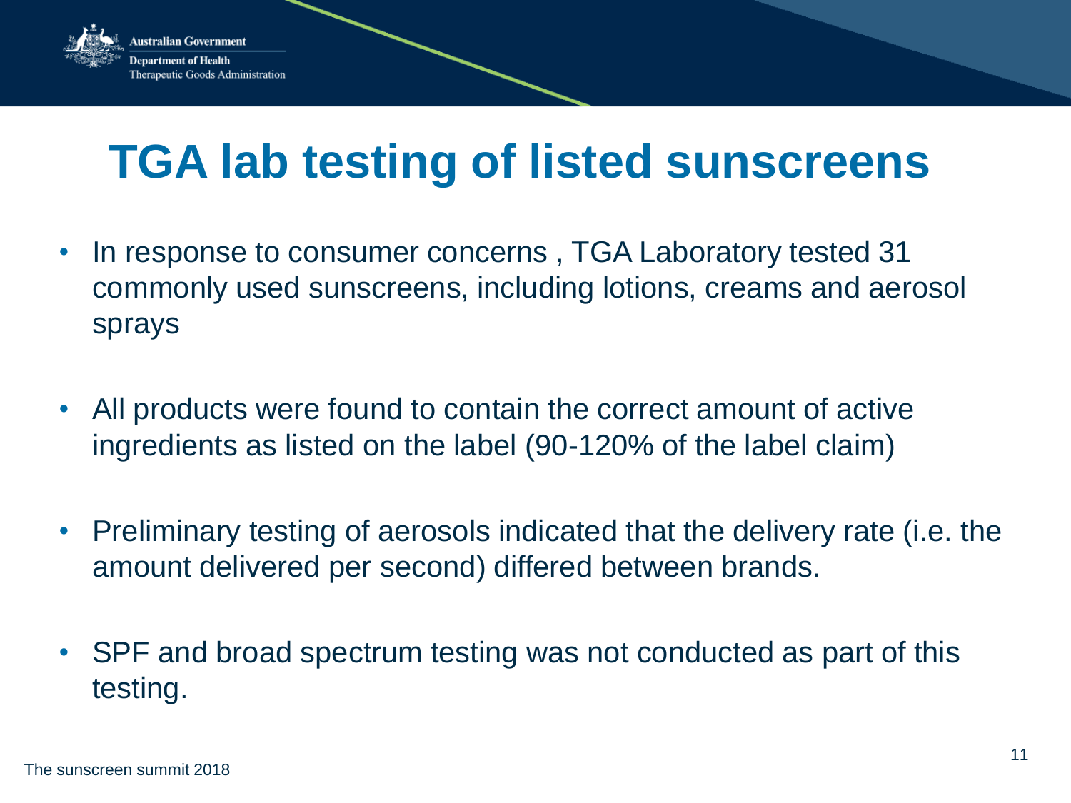# TGA lab testing of listed sunscreens

- In response to consumer concerns , TGA Laboratory tested 31 commonly used sunscreens, including lotions, creams and aerosol sprays
- All products were found to contain the correct amount of active ingredients as listed on the label (90-120% of the label claim)
- Preliminary testing of aerosols indicated that the delivery rate (i.e. the amount delivered per second) differed between brands.
- SPF and broad spectrum testing was not conducted as part of this testing.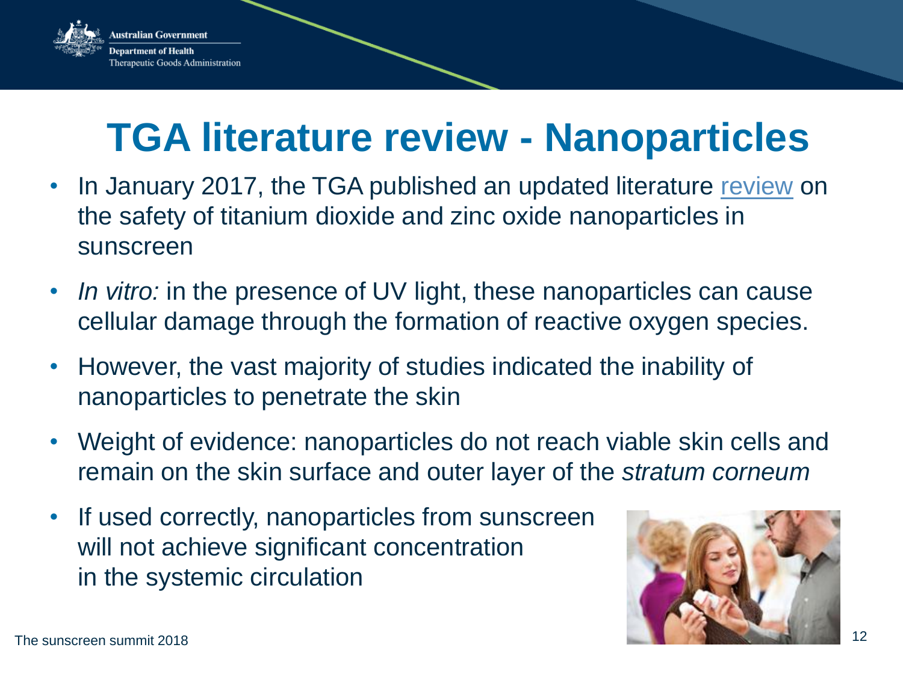# TGA literature review - Nanoparticles

- In January 2017, the TGA published an updated literature review on the safety of titanium dioxide and zinc oxide nanoparticles in sunscreen
- *In vitro:* in the presence of UV light, these nanoparticles can cause cellular damage through the formation of reactive oxygen species.
- However, the vast majority of studies indicated the inability of nanoparticles to penetrate the skin
- Weight of evidence: nanoparticles do not reach viable skin cells and remain on the skin surface and outer layer of the *stratum corneum*
- If used correctly, nanoparticles from sunscreen will not achieve significant concentration in the systemic circulation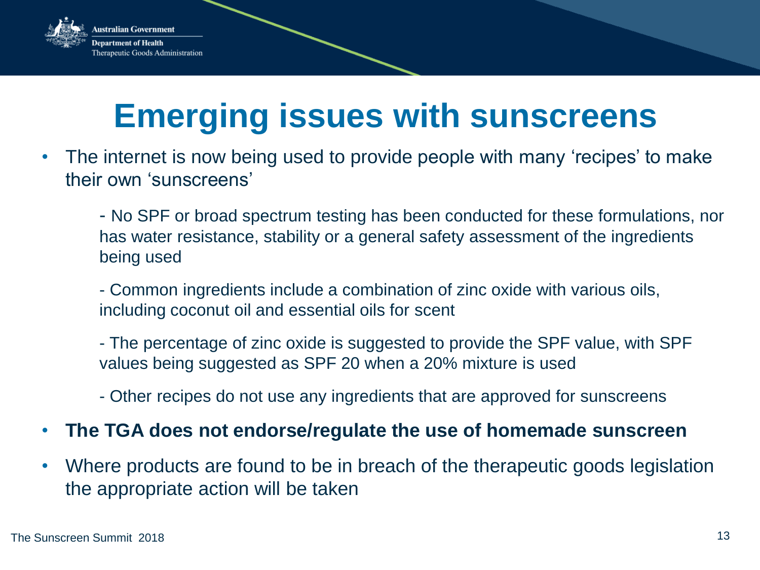# Emerging issues with sunscreens

- The internet is now being used to provide people with many ‘recipes’ to make their own ‘sunscreens’

  - No SPF or broad spectrum testing has been conducted for these formulations, nor has water resistance, stability or a general safety assessment of the ingredients being used

  - Common ingredients include a combination of zinc oxide with various oils, including coconut oil and essential oils for scent

  - The percentage of zinc oxide is suggested to provide the SPF value, with SPF values being suggested as SPF 20 when a 20% mixture is used

  - Other recipes do not use any ingredients that are approved for sunscreens

- **The TGA does not endorse/regulate the use of homemade sunscreen**
- Where products are found to be in breach of the therapeutic goods legislation the appropriate action will be taken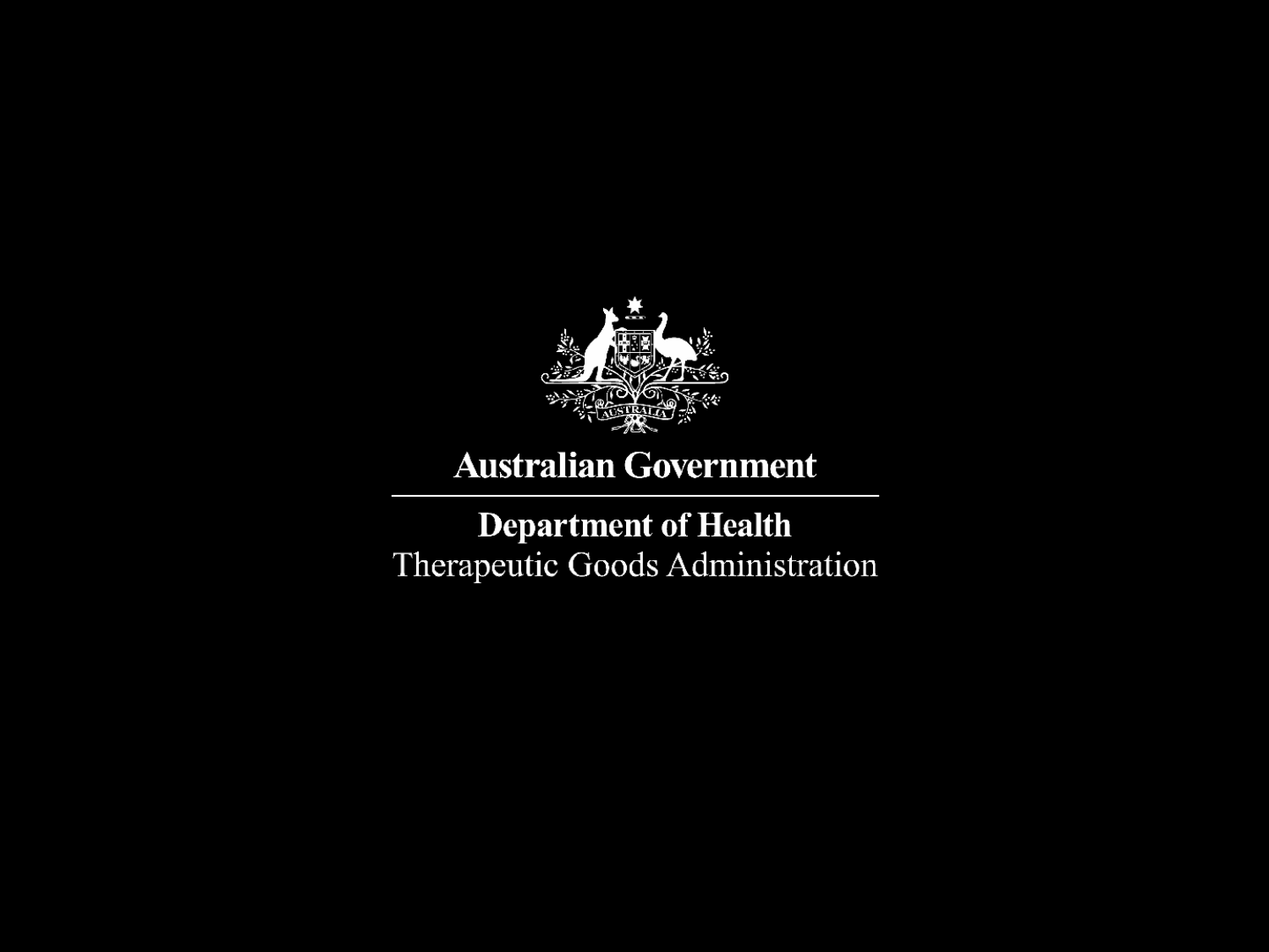Australian Government

Department of Health

Therapeutic Goods Administration